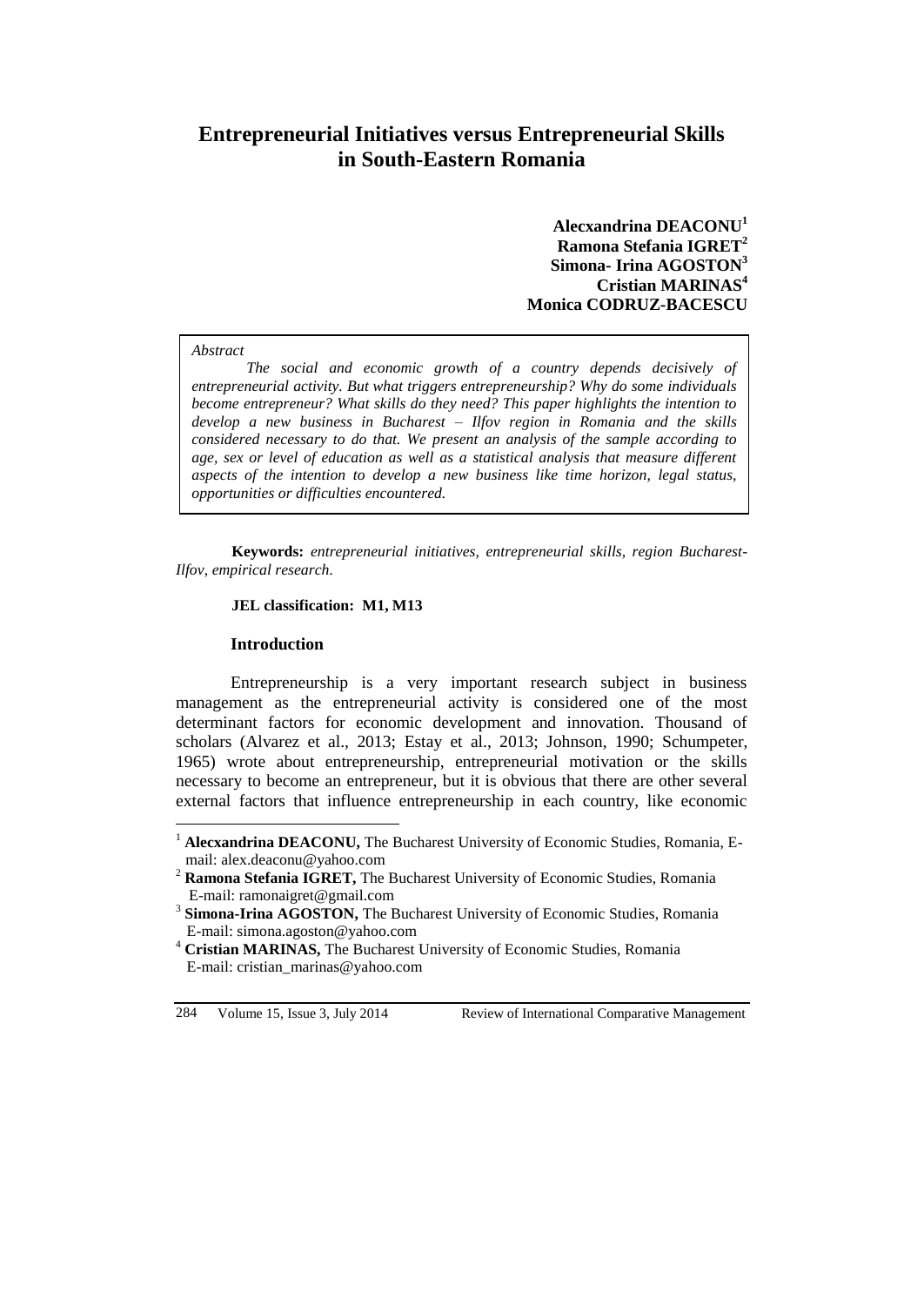# Entrepreneurial Initiatives versus Entrepreneurial Skills in South-Eastern Romania

**Alecxandrina DEACONU**[1]
**Ramona Stefania IGRET**[2]
**Simona- Irina AGOSTON**[3]
**Cristian MARINAS**[4]
**Monica CODRUZ-BACESCU**

*Abstract*

*The social and economic growth of a country depends decisively of entrepreneurial activity. But what triggers entrepreneurship? Why do some individuals become entrepreneur? What skills do they need? This paper highlights the intention to develop a new business in Bucharest – Ilfov region in Romania and the skills considered necessary to do that. We present an analysis of the sample according to age, sex or level of education as well as a statistical analysis that measure different aspects of the intention to develop a new business like time horizon, legal status, opportunities or difficulties encountered.*

**Keywords:** *entrepreneurial initiatives, entrepreneurial skills, region Bucharest-Ilfov, empirical research.*

**JEL classification: M1, M13**

## Introduction

Entrepreneurship is a very important research subject in business management as the entrepreneurial activity is considered one of the most determinant factors for economic development and innovation. Thousand of scholars (Alvarez et al., 2013; Estay et al., 2013; Johnson, 1990; Schumpeter, 1965) wrote about entrepreneurship, entrepreneurial motivation or the skills necessary to become an entrepreneur, but it is obvious that there are other several external factors that influence entrepreneurship in each country, like economic

---

[1] **Alecxandrina DEACONU,** The Bucharest University of Economic Studies, Romania, E-mail: alex.deaconu@yahoo.com

[2] **Ramona Stefania IGRET,** The Bucharest University of Economic Studies, Romania E-mail: ramonaigret@gmail.com

[3] **Simona-Irina AGOSTON,** The Bucharest University of Economic Studies, Romania E-mail: simona.agoston@yahoo.com

[4] **Cristian MARINAS,** The Bucharest University of Economic Studies, Romania E-mail: cristian_marinas@yahoo.com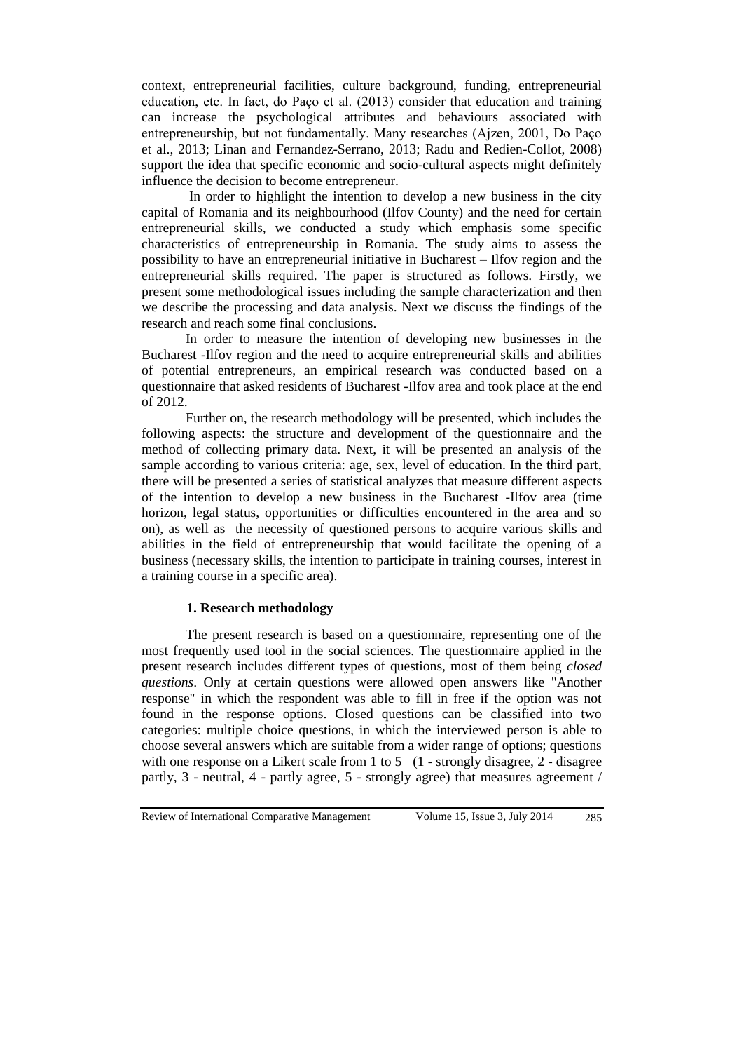context, entrepreneurial facilities, culture background, funding, entrepreneurial education, etc. In fact, do Paço et al. (2013) consider that education and training can increase the psychological attributes and behaviours associated with entrepreneurship, but not fundamentally. Many researches (Ajzen, 2001, Do Paço et al., 2013; Linan and Fernandez-Serrano, 2013; Radu and Redien-Collot, 2008) support the idea that specific economic and socio-cultural aspects might definitely influence the decision to become entrepreneur.

In order to highlight the intention to develop a new business in the city capital of Romania and its neighbourhood (Ilfov County) and the need for certain entrepreneurial skills, we conducted a study which emphasis some specific characteristics of entrepreneurship in Romania. The study aims to assess the possibility to have an entrepreneurial initiative in Bucharest – Ilfov region and the entrepreneurial skills required. The paper is structured as follows. Firstly, we present some methodological issues including the sample characterization and then we describe the processing and data analysis. Next we discuss the findings of the research and reach some final conclusions.

In order to measure the intention of developing new businesses in the Bucharest -Ilfov region and the need to acquire entrepreneurial skills and abilities of potential entrepreneurs, an empirical research was conducted based on a questionnaire that asked residents of Bucharest -Ilfov area and took place at the end of 2012.

Further on, the research methodology will be presented, which includes the following aspects: the structure and development of the questionnaire and the method of collecting primary data. Next, it will be presented an analysis of the sample according to various criteria: age, sex, level of education. In the third part, there will be presented a series of statistical analyzes that measure different aspects of the intention to develop a new business in the Bucharest -Ilfov area (time horizon, legal status, opportunities or difficulties encountered in the area and so on), as well as the necessity of questioned persons to acquire various skills and abilities in the field of entrepreneurship that would facilitate the opening of a business (necessary skills, the intention to participate in training courses, interest in a training course in a specific area).

## 1. Research methodology

The present research is based on a questionnaire, representing one of the most frequently used tool in the social sciences. The questionnaire applied in the present research includes different types of questions, most of them being *closed questions*. Only at certain questions were allowed open answers like "Another response" in which the respondent was able to fill in free if the option was not found in the response options. Closed questions can be classified into two categories: multiple choice questions, in which the interviewed person is able to choose several answers which are suitable from a wider range of options; questions with one response on a Likert scale from 1 to 5 (1 - strongly disagree, 2 - disagree partly, 3 - neutral, 4 - partly agree, 5 - strongly agree) that measures agreement /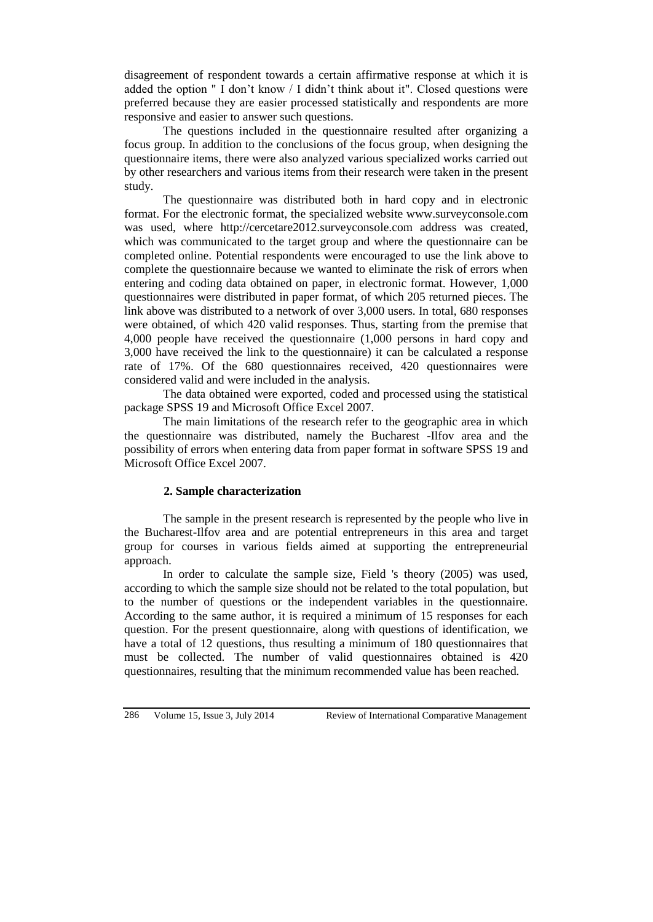disagreement of respondent towards a certain affirmative response at which it is added the option " I don't know / I didn't think about it". Closed questions were preferred because they are easier processed statistically and respondents are more responsive and easier to answer such questions.

The questions included in the questionnaire resulted after organizing a focus group. In addition to the conclusions of the focus group, when designing the questionnaire items, there were also analyzed various specialized works carried out by other researchers and various items from their research were taken in the present study.

The questionnaire was distributed both in hard copy and in electronic format. For the electronic format, the specialized website www.surveyconsole.com was used, where http://cercetare2012.surveyconsole.com address was created, which was communicated to the target group and where the questionnaire can be completed online. Potential respondents were encouraged to use the link above to complete the questionnaire because we wanted to eliminate the risk of errors when entering and coding data obtained on paper, in electronic format. However, 1,000 questionnaires were distributed in paper format, of which 205 returned pieces. The link above was distributed to a network of over 3,000 users. In total, 680 responses were obtained, of which 420 valid responses. Thus, starting from the premise that 4,000 people have received the questionnaire (1,000 persons in hard copy and 3,000 have received the link to the questionnaire) it can be calculated a response rate of 17%. Of the 680 questionnaires received, 420 questionnaires were considered valid and were included in the analysis.

The data obtained were exported, coded and processed using the statistical package SPSS 19 and Microsoft Office Excel 2007.

The main limitations of the research refer to the geographic area in which the questionnaire was distributed, namely the Bucharest -Ilfov area and the possibility of errors when entering data from paper format in software SPSS 19 and Microsoft Office Excel 2007.

## 2. Sample characterization

The sample in the present research is represented by the people who live in the Bucharest-Ilfov area and are potential entrepreneurs in this area and target group for courses in various fields aimed at supporting the entrepreneurial approach.

In order to calculate the sample size, Field 's theory (2005) was used, according to which the sample size should not be related to the total population, but to the number of questions or the independent variables in the questionnaire. According to the same author, it is required a minimum of 15 responses for each question. For the present questionnaire, along with questions of identification, we have a total of 12 questions, thus resulting a minimum of 180 questionnaires that must be collected. The number of valid questionnaires obtained is 420 questionnaires, resulting that the minimum recommended value has been reached.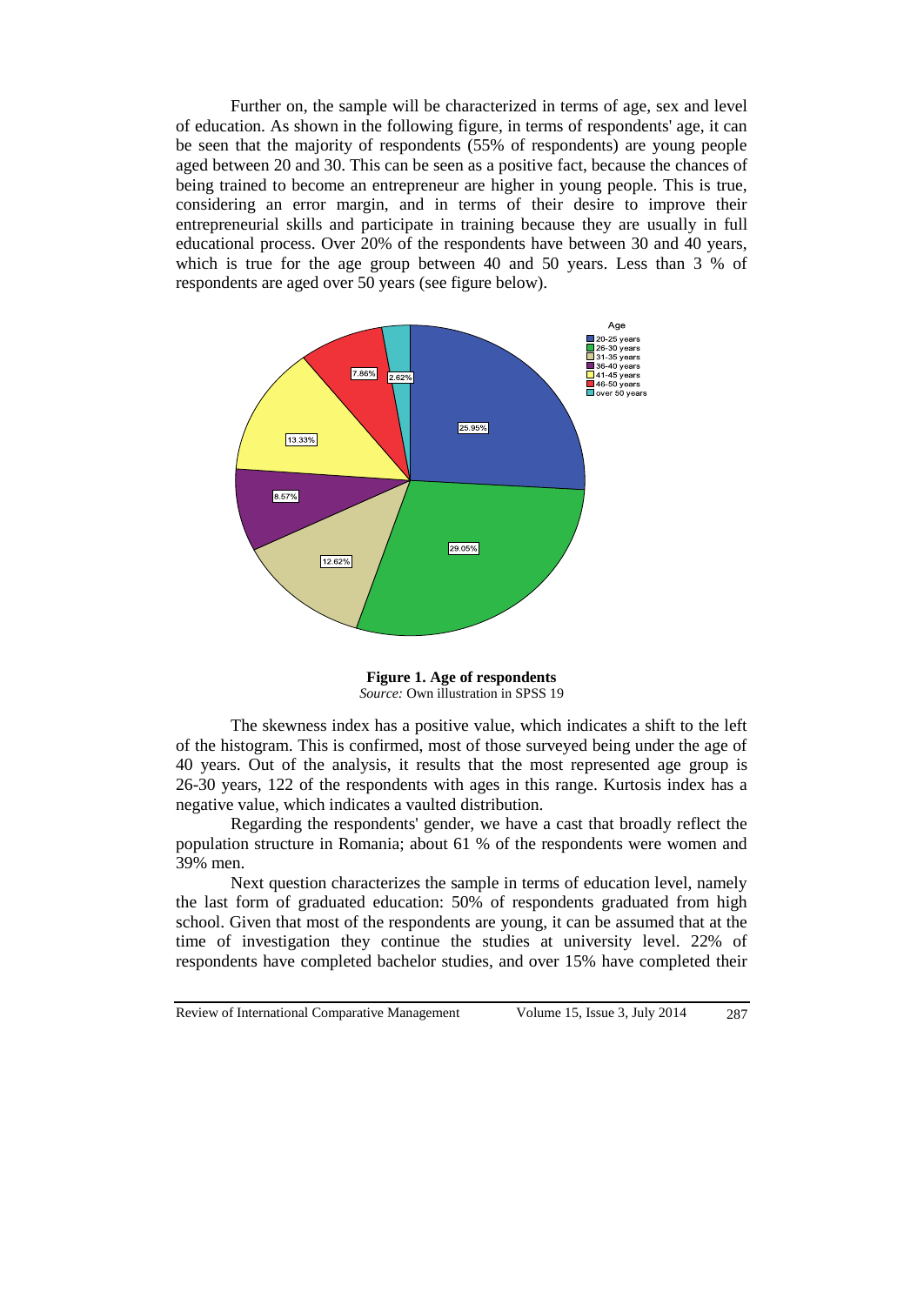Further on, the sample will be characterized in terms of age, sex and level of education. As shown in the following figure, in terms of respondents' age, it can be seen that the majority of respondents (55% of respondents) are young people aged between 20 and 30. This can be seen as a positive fact, because the chances of being trained to become an entrepreneur are higher in young people. This is true, considering an error margin, and in terms of their desire to improve their entrepreneurial skills and participate in training because they are usually in full educational process. Over 20% of the respondents have between 30 and 40 years, which is true for the age group between 40 and 50 years. Less than 3 % of respondents are aged over 50 years (see figure below).

**Figure 1. Age of respondents**
*Source:* Own illustration in SPSS 19

The skewness index has a positive value, which indicates a shift to the left of the histogram. This is confirmed, most of those surveyed being under the age of 40 years. Out of the analysis, it results that the most represented age group is 26-30 years, 122 of the respondents with ages in this range. Kurtosis index has a negative value, which indicates a vaulted distribution.

Regarding the respondents' gender, we have a cast that broadly reflect the population structure in Romania; about 61 % of the respondents were women and 39% men.

Next question characterizes the sample in terms of education level, namely the last form of graduated education: 50% of respondents graduated from high school. Given that most of the respondents are young, it can be assumed that at the time of investigation they continue the studies at university level. 22% of respondents have completed bachelor studies, and over 15% have completed their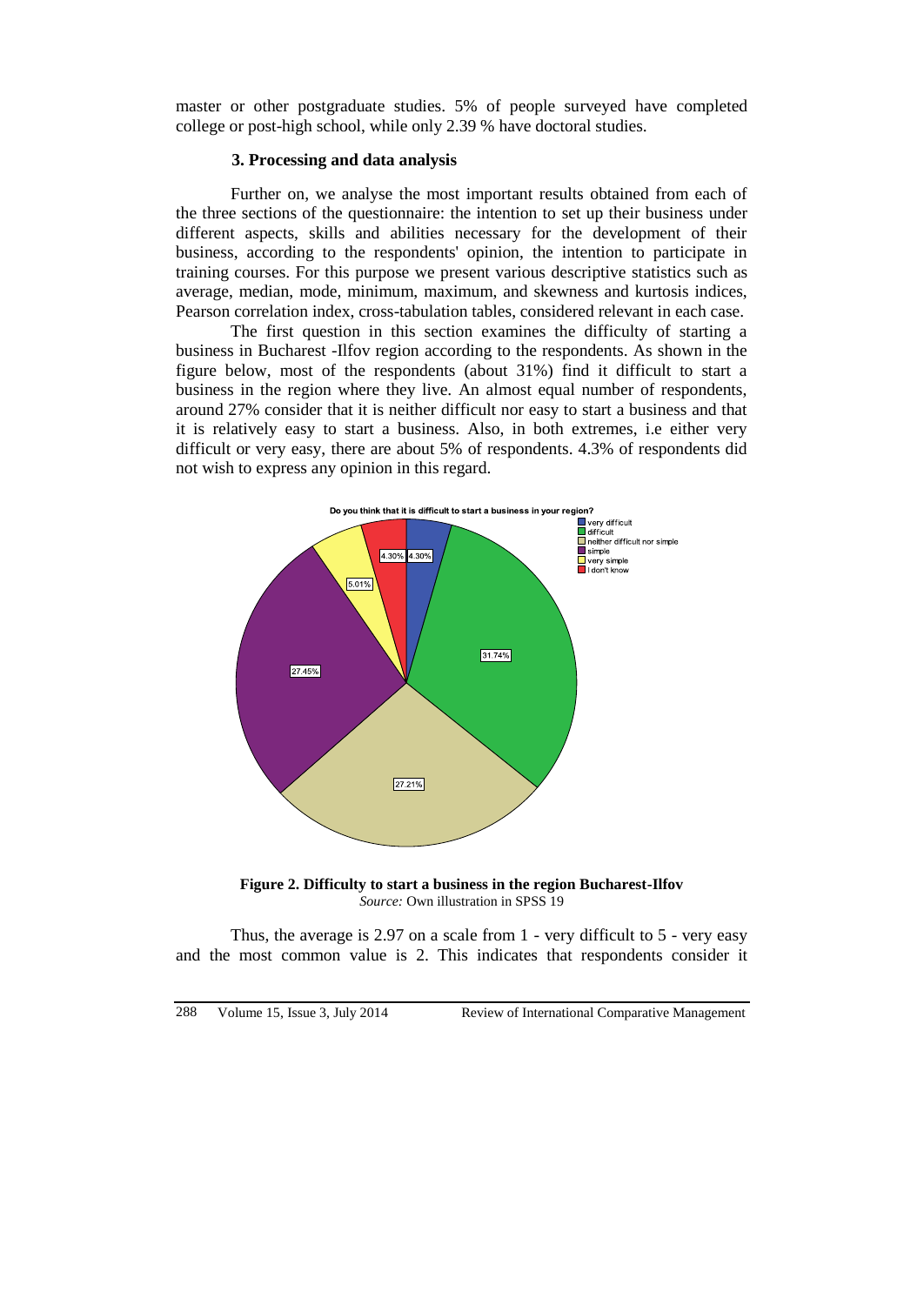master or other postgraduate studies. 5% of people surveyed have completed college or post-high school, while only 2.39 % have doctoral studies.

## 3. Processing and data analysis

Further on, we analyse the most important results obtained from each of the three sections of the questionnaire: the intention to set up their business under different aspects, skills and abilities necessary for the development of their business, according to the respondents' opinion, the intention to participate in training courses. For this purpose we present various descriptive statistics such as average, median, mode, minimum, maximum, and skewness and kurtosis indices, Pearson correlation index, cross-tabulation tables, considered relevant in each case.

The first question in this section examines the difficulty of starting a business in Bucharest -Ilfov region according to the respondents. As shown in the figure below, most of the respondents (about 31%) find it difficult to start a business in the region where they live. An almost equal number of respondents, around 27% consider that it is neither difficult nor easy to start a business and that it is relatively easy to start a business. Also, in both extremes, i.e either very difficult or very easy, there are about 5% of respondents. 4.3% of respondents did not wish to express any opinion in this regard.

**Figure 2. Difficulty to start a business in the region Bucharest-Illfov**
*Source:* Own illustration in SPSS 19

Thus, the average is 2.97 on a scale from 1 - very difficult to 5 - very easy and the most common value is 2. This indicates that respondents consider it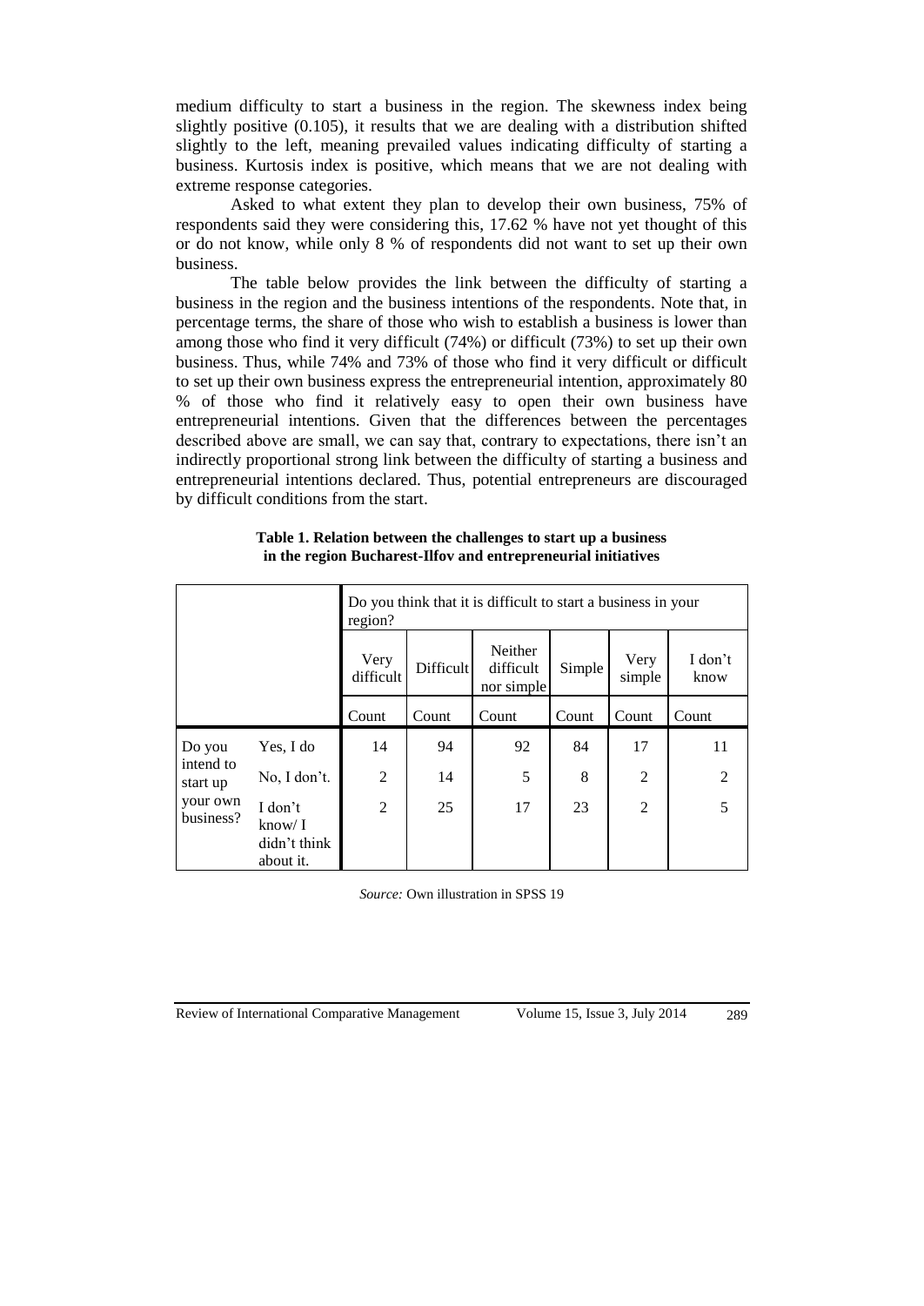medium difficulty to start a business in the region. The skewness index being slightly positive (0.105), it results that we are dealing with a distribution shifted slightly to the left, meaning prevailed values indicating difficulty of starting a business. Kurtosis index is positive, which means that we are not dealing with extreme response categories.

Asked to what extent they plan to develop their own business, 75% of respondents said they were considering this, 17.62 % have not yet thought of this or do not know, while only 8 % of respondents did not want to set up their own business.

The table below provides the link between the difficulty of starting a business in the region and the business intentions of the respondents. Note that, in percentage terms, the share of those who wish to establish a business is lower than among those who find it very difficult (74%) or difficult (73%) to set up their own business. Thus, while 74% and 73% of those who find it very difficult or difficult to set up their own business express the entrepreneurial intention, approximately 80 % of those who find it relatively easy to open their own business have entrepreneurial intentions. Given that the differences between the percentages described above are small, we can say that, contrary to expectations, there isn't an indirectly proportional strong link between the difficulty of starting a business and entrepreneurial intentions declared. Thus, potential entrepreneurs are discouraged by difficult conditions from the start.

**Table 1. Relation between the challenges to start up a business in the region Bucharest-Ilfov and entrepreneurial initiatives**

| | | Do you think that it is difficult to start a business in your region? | | | | | |
|---|---|---|---|---|---|---|---|
| | | Very difficult | Difficult | Neither difficult nor simple | Simple | Very simple | I don't know |
| | | Count | Count | Count | Count | Count | Count |
| Do you intend to start up your own business? | Yes, I do | 14 | 94 | 92 | 84 | 17 | 11 |
| | No, I don't. | 2 | 14 | 5 | 8 | 2 | 2 |
| | I don't know/ I didn't think about it. | 2 | 25 | 17 | 23 | 2 | 5 |

*Source:* Own illustration in SPSS 19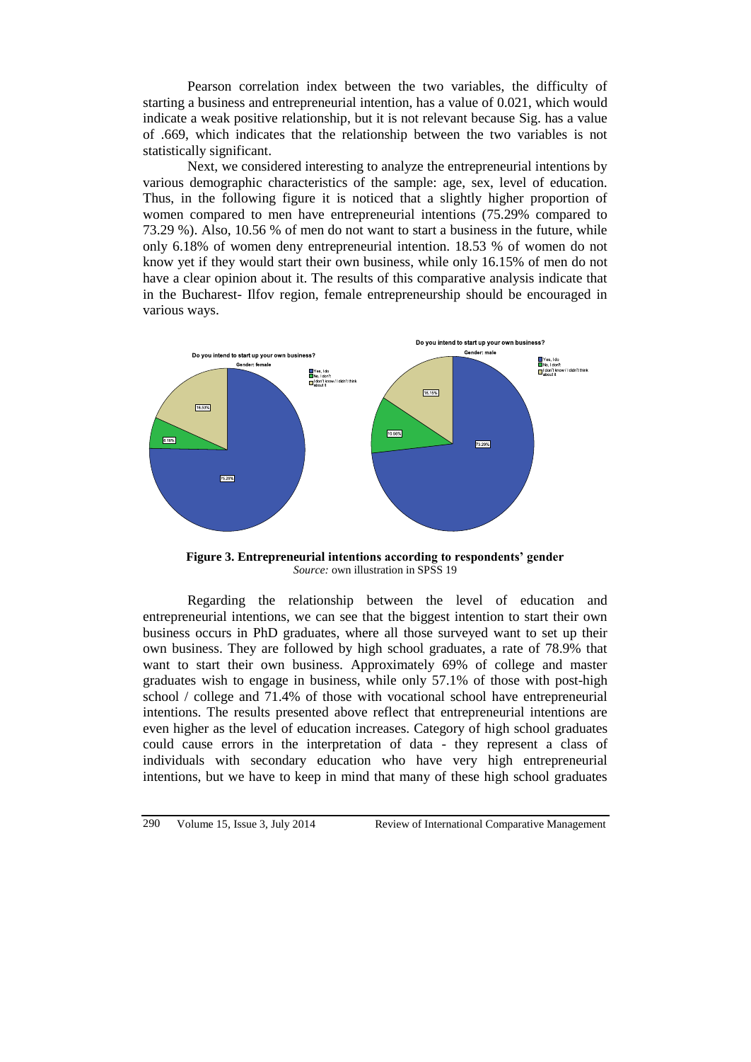Pearson correlation index between the two variables, the difficulty of starting a business and entrepreneurial intention, has a value of 0.021, which would indicate a weak positive relationship, but it is not relevant because Sig. has a value of .669, which indicates that the relationship between the two variables is not statistically significant.

Next, we considered interesting to analyze the entrepreneurial intentions by various demographic characteristics of the sample: age, sex, level of education. Thus, in the following figure it is noticed that a slightly higher proportion of women compared to men have entrepreneurial intentions (75.29% compared to 73.29 %). Also, 10.56 % of men do not want to start a business in the future, while only 6.18% of women deny entrepreneurial intention. 18.53 % of women do not know yet if they would start their own business, while only 16.15% of men do not have a clear opinion about it. The results of this comparative analysis indicate that in the Bucharest- Ilfov region, female entrepreneurship should be encouraged in various ways.

Do you intend to start up your own business?
Gender: female
Yes, I do
No, I don't
I don't know / I didn't think about it
18.53%
6.18%
75.29%

Do you intend to start up your own business?
Gender: male
Yes, I do
No, I don't
I don't know / I didn't think about it
16.15%
10.56%
73.29%

**Figure 3. Entrepreneurial intentions according to respondents' gender**
*Source:* own illustration in SPSS 19

Regarding the relationship between the level of education and entrepreneurial intentions, we can see that the biggest intention to start their own business occurs in PhD graduates, where all those surveyed want to set up their own business. They are followed by high school graduates, a rate of 78.9% that want to start their own business. Approximately 69% of college and master graduates wish to engage in business, while only 57.1% of those with post-high school / college and 71.4% of those with vocational school have entrepreneurial intentions. The results presented above reflect that entrepreneurial intentions are even higher as the level of education increases. Category of high school graduates could cause errors in the interpretation of data - they represent a class of individuals with secondary education who have very high entrepreneurial intentions, but we have to keep in mind that many of these high school graduates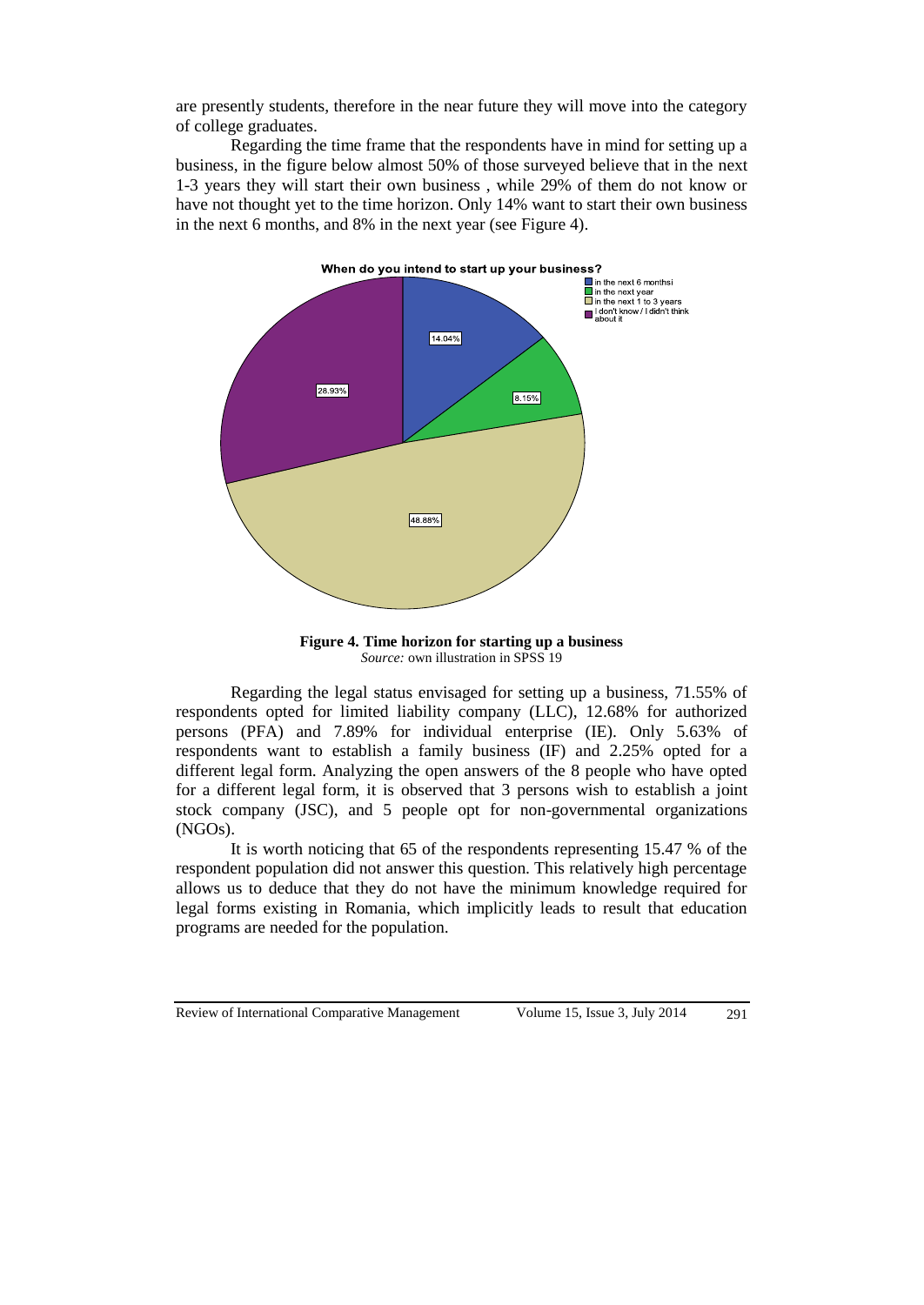are presently students, therefore in the near future they will move into the category of college graduates.

Regarding the time frame that the respondents have in mind for setting up a business, in the figure below almost 50% of those surveyed believe that in the next 1-3 years they will start their own business , while 29% of them do not know or have not thought yet to the time horizon. Only 14% want to start their own business in the next 6 months, and 8% in the next year (see Figure 4).

When do you intend to start up your business?

in the next 6 monthsi
in the next year
in the next 1 to 3 years
I don't know / I didn't think about it

14.04%
8.15%
48.88%
28.93%

**Figure 4. Time horizon for starting up a business**
*Source:* own illustration in SPSS 19

Regarding the legal status envisaged for setting up a business, 71.55% of respondents opted for limited liability company (LLC), 12.68% for authorized persons (PFA) and 7.89% for individual enterprise (IE). Only 5.63% of respondents want to establish a family business (IF) and 2.25% opted for a different legal form. Analyzing the open answers of the 8 people who have opted for a different legal form, it is observed that 3 persons wish to establish a joint stock company (JSC), and 5 people opt for non-governmental organizations (NGOs).

It is worth noticing that 65 of the respondents representing 15.47 % of the respondent population did not answer this question. This relatively high percentage allows us to deduce that they do not have the minimum knowledge required for legal forms existing in Romania, which implicitly leads to result that education programs are needed for the population.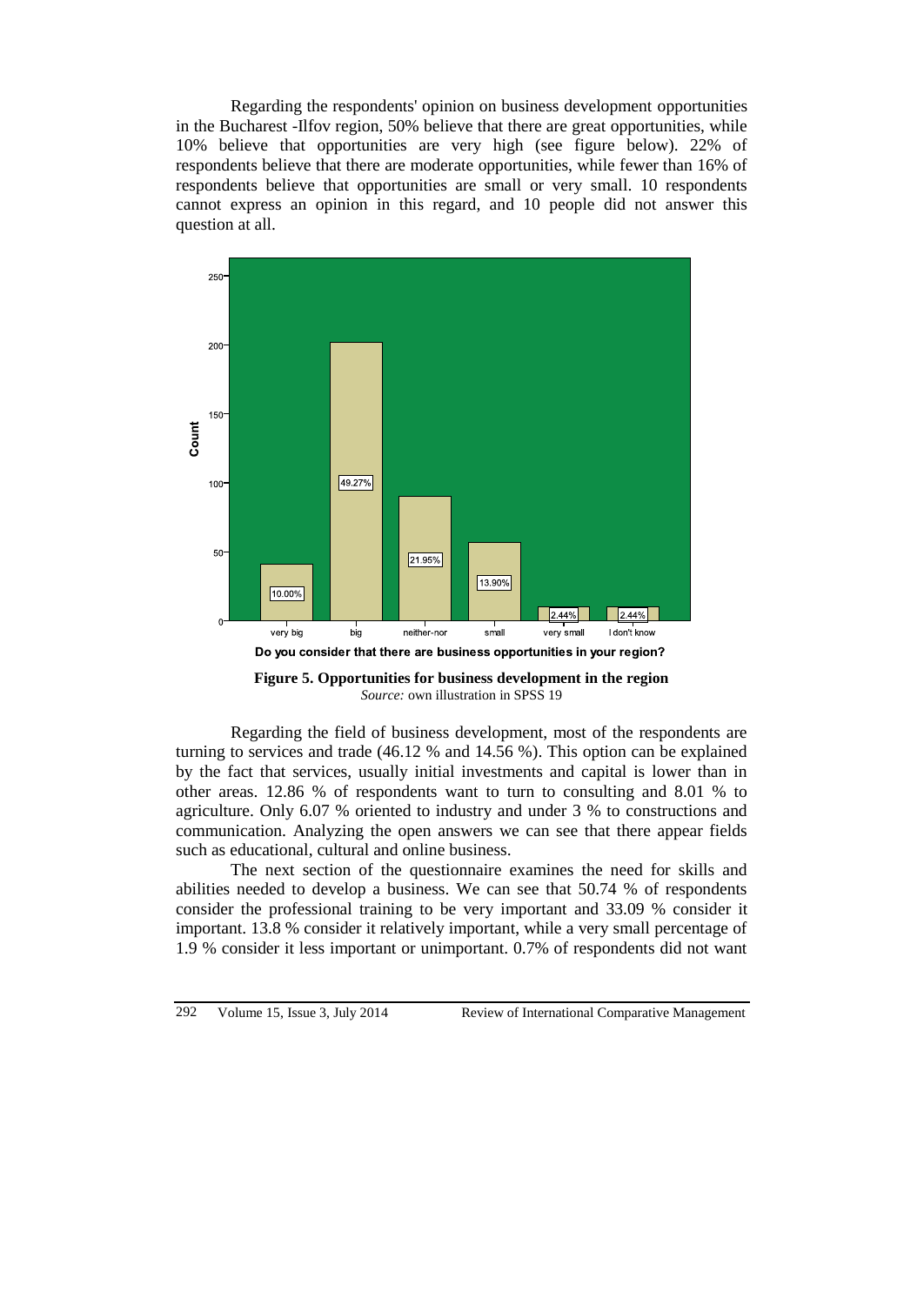Regarding the respondents' opinion on business development opportunities in the Bucharest -Ilfov region, 50% believe that there are great opportunities, while 10% believe that opportunities are very high (see figure below). 22% of respondents believe that there are moderate opportunities, while fewer than 16% of respondents believe that opportunities are small or very small. 10 respondents cannot express an opinion in this regard, and 10 people did not answer this question at all.

Count

250
200
150
100
50
0

10.00%
49.27%
21.95%
13.90%
2.44%
2.44%

very big
big
neither-nor
small
very small
I don't know

Do you consider that there are business opportunities in your region?

**Figure 5. Opportunities for business development in the region**
*Source:* own illustration in SPSS 19

Regarding the field of business development, most of the respondents are turning to services and trade (46.12 % and 14.56 %). This option can be explained by the fact that services, usually initial investments and capital is lower than in other areas. 12.86 % of respondents want to turn to consulting and 8.01 % to agriculture. Only 6.07 % oriented to industry and under 3 % to constructions and communication. Analyzing the open answers we can see that there appear fields such as educational, cultural and online business.

The next section of the questionnaire examines the need for skills and abilities needed to develop a business. We can see that 50.74 % of respondents consider the professional training to be very important and 33.09 % consider it important. 13.8 % consider it relatively important, while a very small percentage of 1.9 % consider it less important or unimportant. 0.7% of respondents did not want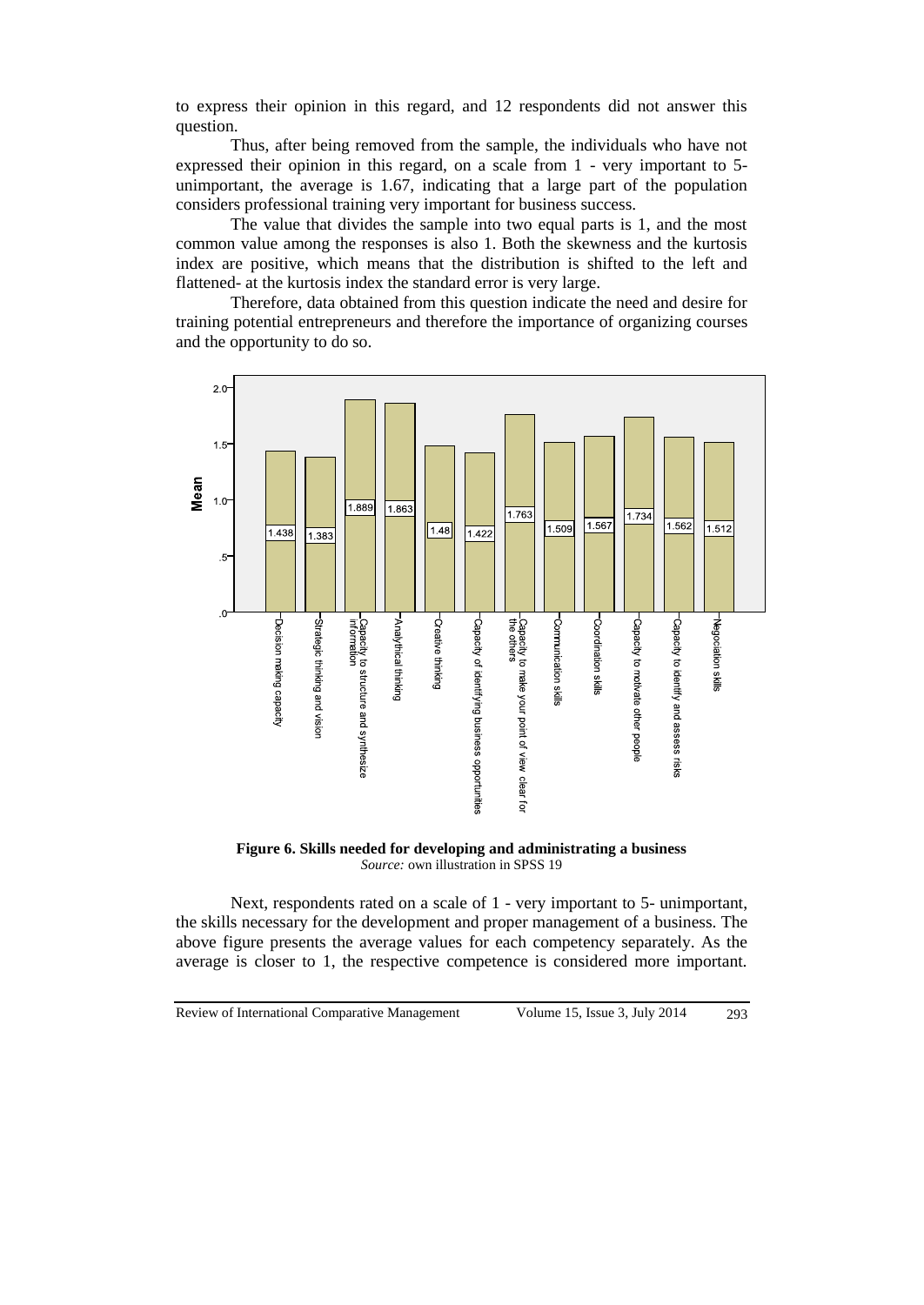to express their opinion in this regard, and 12 respondents did not answer this question.

Thus, after being removed from the sample, the individuals who have not expressed their opinion in this regard, on a scale from 1 - very important to 5- unimportant, the average is 1.67, indicating that a large part of the population considers professional training very important for business success.

The value that divides the sample into two equal parts is 1, and the most common value among the responses is also 1. Both the skewness and the kurtosis index are positive, which means that the distribution is shifted to the left and flattened- at the kurtosis index the standard error is very large.

Therefore, data obtained from this question indicate the need and desire for training potential entrepreneurs and therefore the importance of organizing courses and the opportunity to do so.

Mean
2.0
1.5
1.0
.5
.0

1.438
1.383
1.889
1.863
1.48
1.422
1.763
1.509
1.567
1.734
1.562
1.512

Decision making capacity
Strategic thinking and vision
Capacity to structure and synthesize information
Analythical thinking
Creative thinking
Capacity of identifying business opportunities
Capacity to make your point of view clear for the others
Communication skills
Coordination skills
Capacity to motivate other people
Capacity to identify and assess risks
Negociation skills

**Figure 6. Skills needed for developing and administrating a business**
*Source:* own illustration in SPSS 19

Next, respondents rated on a scale of 1 - very important to 5- unimportant, the skills necessary for the development and proper management of a business. The above figure presents the average values for each competency separately. As the average is closer to 1, the respective competence is considered more important.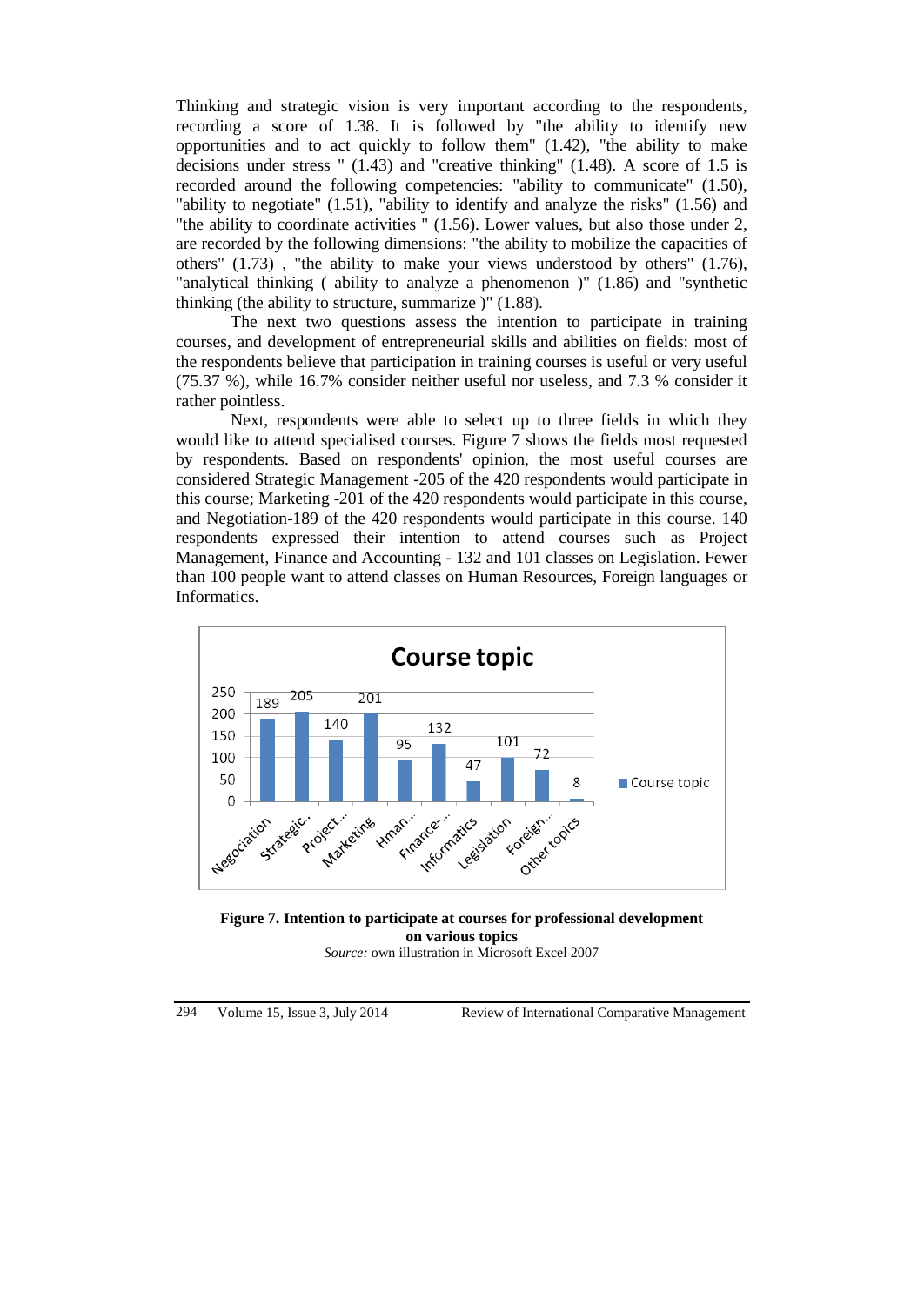Thinking and strategic vision is very important according to the respondents, recording a score of 1.38. It is followed by "the ability to identify new opportunities and to act quickly to follow them" (1.42), "the ability to make decisions under stress " (1.43) and "creative thinking" (1.48). A score of 1.5 is recorded around the following competencies: "ability to communicate" (1.50), "ability to negotiate" (1.51), "ability to identify and analyze the risks" (1.56) and "the ability to coordinate activities " (1.56). Lower values, but also those under 2, are recorded by the following dimensions: "the ability to mobilize the capacities of others" (1.73) , "the ability to make your views understood by others" (1.76), "analytical thinking ( ability to analyze a phenomenon )" (1.86) and "synthetic thinking (the ability to structure, summarize )" (1.88).

The next two questions assess the intention to participate in training courses, and development of entrepreneurial skills and abilities on fields: most of the respondents believe that participation in training courses is useful or very useful (75.37 %), while 16.7% consider neither useful nor useless, and 7.3 % consider it rather pointless.

Next, respondents were able to select up to three fields in which they would like to attend specialised courses. Figure 7 shows the fields most requested by respondents. Based on respondents' opinion, the most useful courses are considered Strategic Management -205 of the 420 respondents would participate in this course; Marketing -201 of the 420 respondents would participate in this course, and Negotiation-189 of the 420 respondents would participate in this course. 140 respondents expressed their intention to attend courses such as Project Management, Finance and Accounting - 132 and 101 classes on Legislation. Fewer than 100 people want to attend classes on Human Resources, Foreign languages or Informatics.

Course topic

250
200
150
100
50
0

189 205 140 201 95 132 47 101 72 8

Negociation
Strategic...
Project...
Marketing
Hman...
Finance-...
Informatics
Legislation
Foreign...
Other topics

Course topic

**Figure 7. Intention to participate at courses for professional development on various topics**

*Source:* own illustration in Microsoft Excel 2007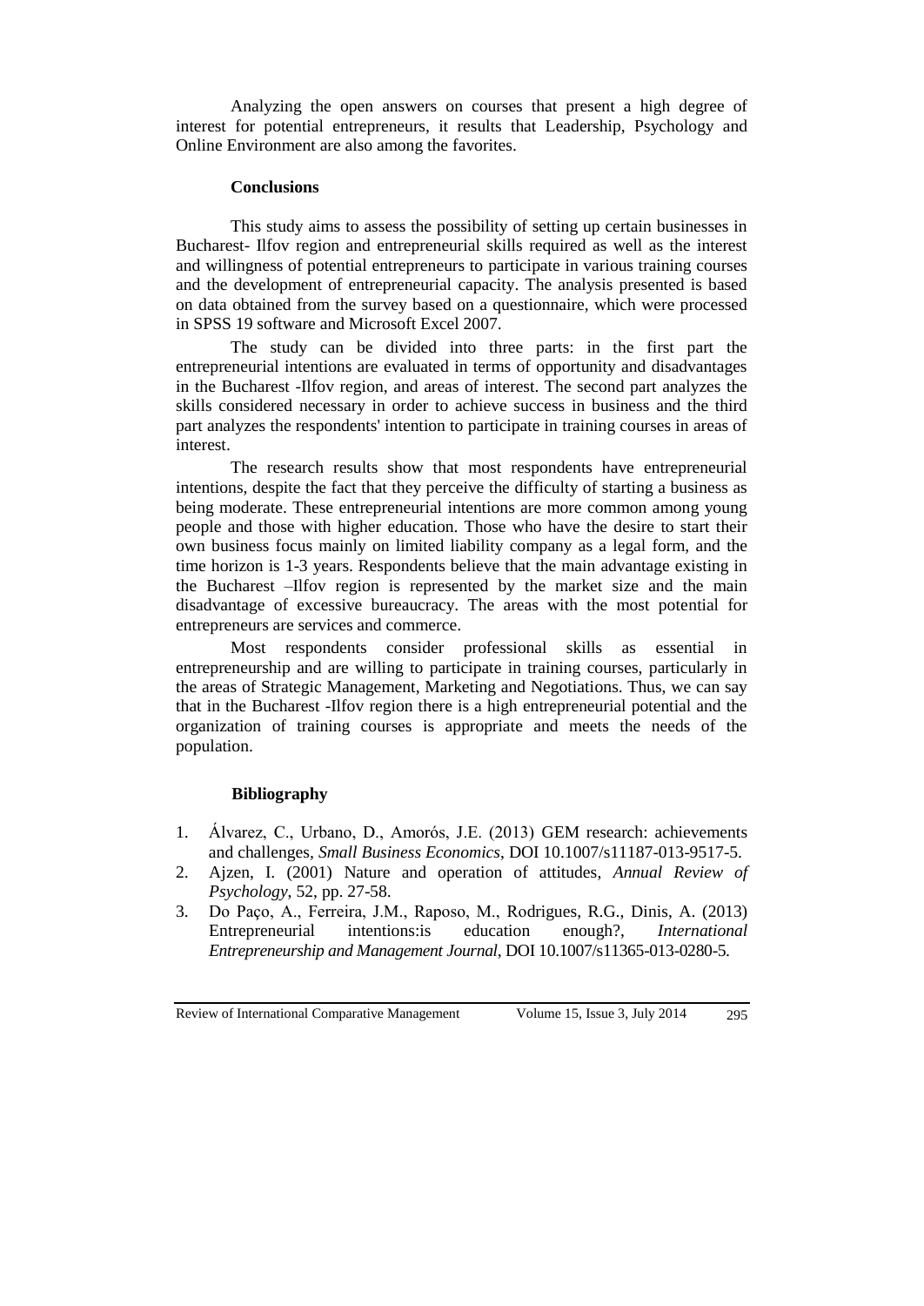Analyzing the open answers on courses that present a high degree of interest for potential entrepreneurs, it results that Leadership, Psychology and Online Environment are also among the favorites.

## Conclusions

This study aims to assess the possibility of setting up certain businesses in Bucharest- Ilfov region and entrepreneurial skills required as well as the interest and willingness of potential entrepreneurs to participate in various training courses and the development of entrepreneurial capacity. The analysis presented is based on data obtained from the survey based on a questionnaire, which were processed in SPSS 19 software and Microsoft Excel 2007.

The study can be divided into three parts: in the first part the entrepreneurial intentions are evaluated in terms of opportunity and disadvantages in the Bucharest -Ilfov region, and areas of interest. The second part analyzes the skills considered necessary in order to achieve success in business and the third part analyzes the respondents' intention to participate in training courses in areas of interest.

The research results show that most respondents have entrepreneurial intentions, despite the fact that they perceive the difficulty of starting a business as being moderate. These entrepreneurial intentions are more common among young people and those with higher education. Those who have the desire to start their own business focus mainly on limited liability company as a legal form, and the time horizon is 1-3 years. Respondents believe that the main advantage existing in the Bucharest –Ilfov region is represented by the market size and the main disadvantage of excessive bureaucracy. The areas with the most potential for entrepreneurs are services and commerce.

Most respondents consider professional skills as essential in entrepreneurship and are willing to participate in training courses, particularly in the areas of Strategic Management, Marketing and Negotiations. Thus, we can say that in the Bucharest -Ilfov region there is a high entrepreneurial potential and the organization of training courses is appropriate and meets the needs of the population.

## Bibliography

1. Álvarez, C., Urbano, D., Amorós, J.E. (2013) GEM research: achievements and challenges, *Small Business Economics*, DOI 10.1007/s11187-013-9517-5.
2. Ajzen, I. (2001) Nature and operation of attitudes, *Annual Review of Psychology*, 52, pp. 27-58.
3. Do Paço, A., Ferreira, J.M., Raposo, M., Rodrigues, R.G., Dinis, A. (2013) Entrepreneurial intentions:is education enough?, *International Entrepreneurship and Management Journal*, DOI 10.1007/s11365-013-0280-5.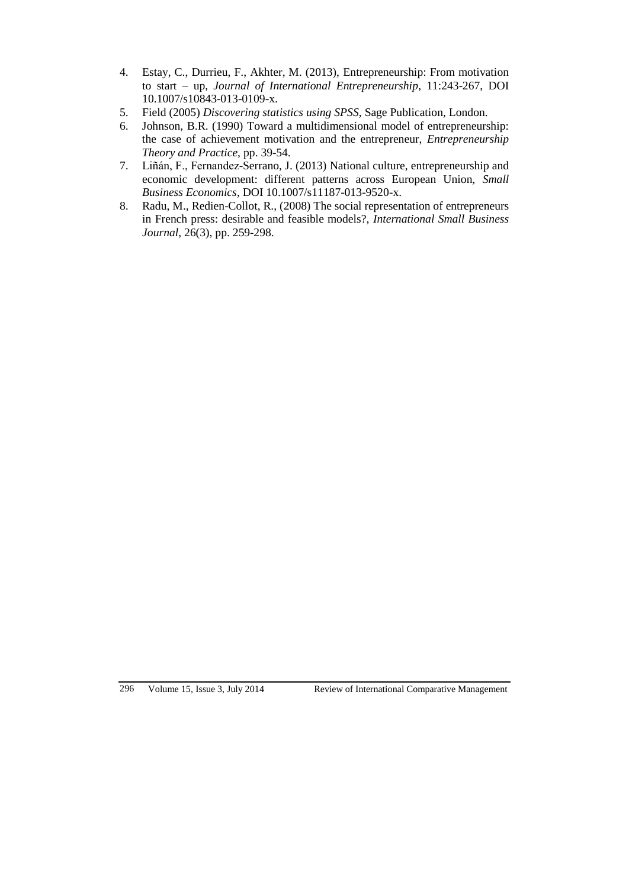4. Estay, C., Durrieu, F., Akhter, M. (2013), Entrepreneurship: From motivation to start – up, *Journal of International Entrepreneurship*, 11:243-267, DOI 10.1007/s10843-013-0109-x.
5. Field (2005) *Discovering statistics using SPSS*, Sage Publication, London.
6. Johnson, B.R. (1990) Toward a multidimensional model of entrepreneurship: the case of achievement motivation and the entrepreneur, *Entrepreneurship Theory and Practice*, pp. 39-54.
7. Liñán, F., Fernandez-Serrano, J. (2013) National culture, entrepreneurship and economic development: different patterns across European Union, *Small Business Economics*, DOI 10.1007/s11187-013-9520-x.
8. Radu, M., Redien-Collot, R., (2008) The social representation of entrepreneurs in French press: desirable and feasible models?, *International Small Business Journal*, 26(3), pp. 259-298.